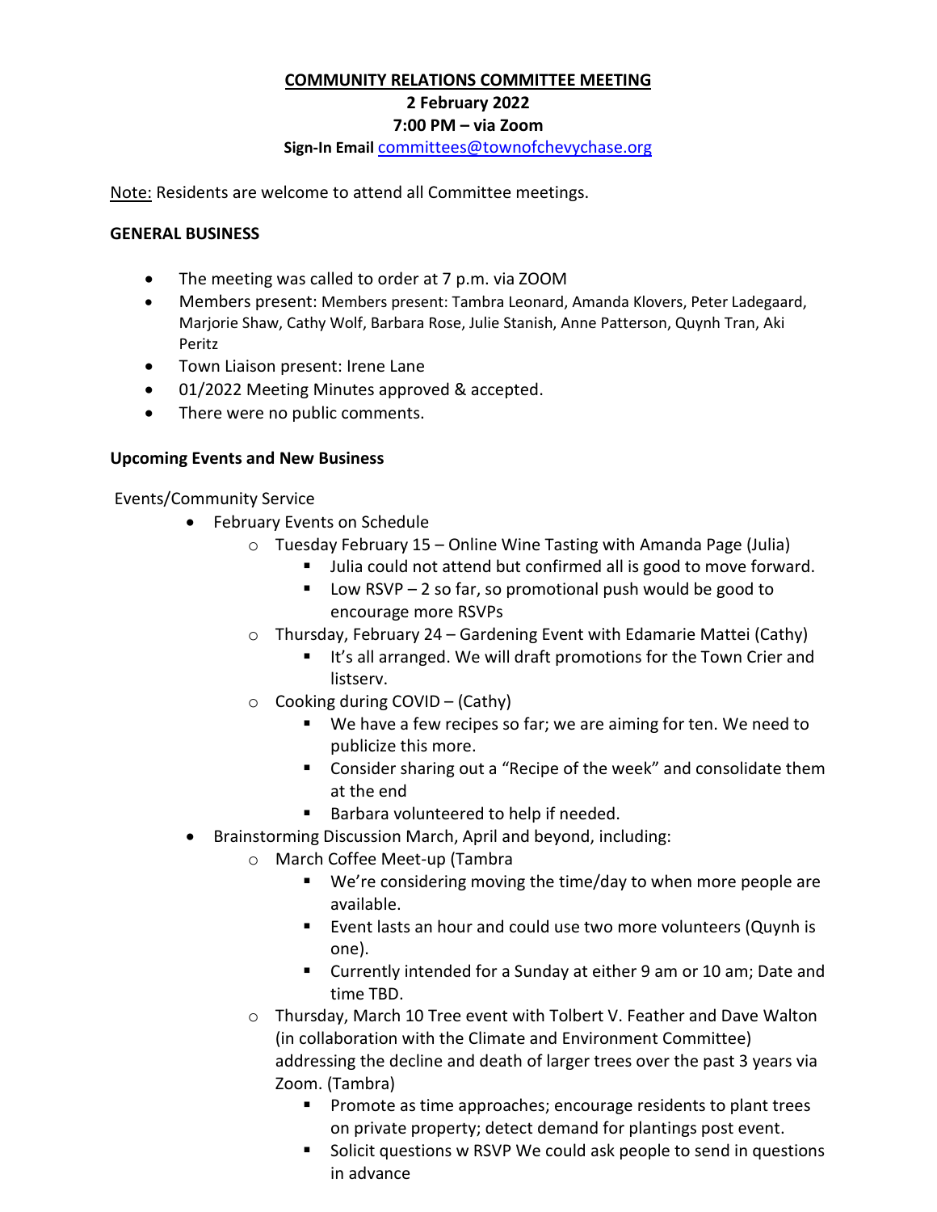**COMMUNITY RELATIONS COMMITTEE MEETING**

**2 February 2022**

**7:00 PM – via Zoom**

**Sign-In Email** [committees@townofchevychase.org](mailto:committees@townofchevychase.org)

Note: Residents are welcome to attend all Committee meetings.

**GENERAL BUSINESS**

- The meeting was called to order at 7 p.m. via ZOOM
- Members present: Members present: Tambra Leonard, Amanda Klovers, Peter Ladegaard, Marjorie Shaw, Cathy Wolf, Barbara Rose, Julie Stanish, Anne Patterson, Quynh Tran, Aki Peritz
- Town Liaison present: Irene Lane
- 01/2022 Meeting Minutes approved & accepted.
- There were no public comments.

**Upcoming Events and New Business**

Events/Community Service

- February Events on Schedule
  - Tuesday February 15 – Online Wine Tasting with Amanda Page (Julia)
    - Julia could not attend but confirmed all is good to move forward.
    - Low RSVP – 2 so far, so promotional push would be good to encourage more RSVPs
  - Thursday, February 24 – Gardening Event with Edamarie Mattei (Cathy)
    - It's all arranged. We will draft promotions for the Town Crier and listserv.
  - Cooking during COVID – (Cathy)
    - We have a few recipes so far; we are aiming for ten. We need to publicize this more.
    - Consider sharing out a "Recipe of the week" and consolidate them at the end
    - Barbara volunteered to help if needed.
- Brainstorming Discussion March, April and beyond, including:
  - March Coffee Meet-up (Tambra
    - We're considering moving the time/day to when more people are available.
    - Event lasts an hour and could use two more volunteers (Quynh is one).
    - Currently intended for a Sunday at either 9 am or 10 am; Date and time TBD.
  - Thursday, March 10 Tree event with Tolbert V. Feather and Dave Walton (in collaboration with the Climate and Environment Committee) addressing the decline and death of larger trees over the past 3 years via Zoom. (Tambra)
    - Promote as time approaches; encourage residents to plant trees on private property; detect demand for plantings post event.
    - Solicit questions w RSVP We could ask people to send in questions in advance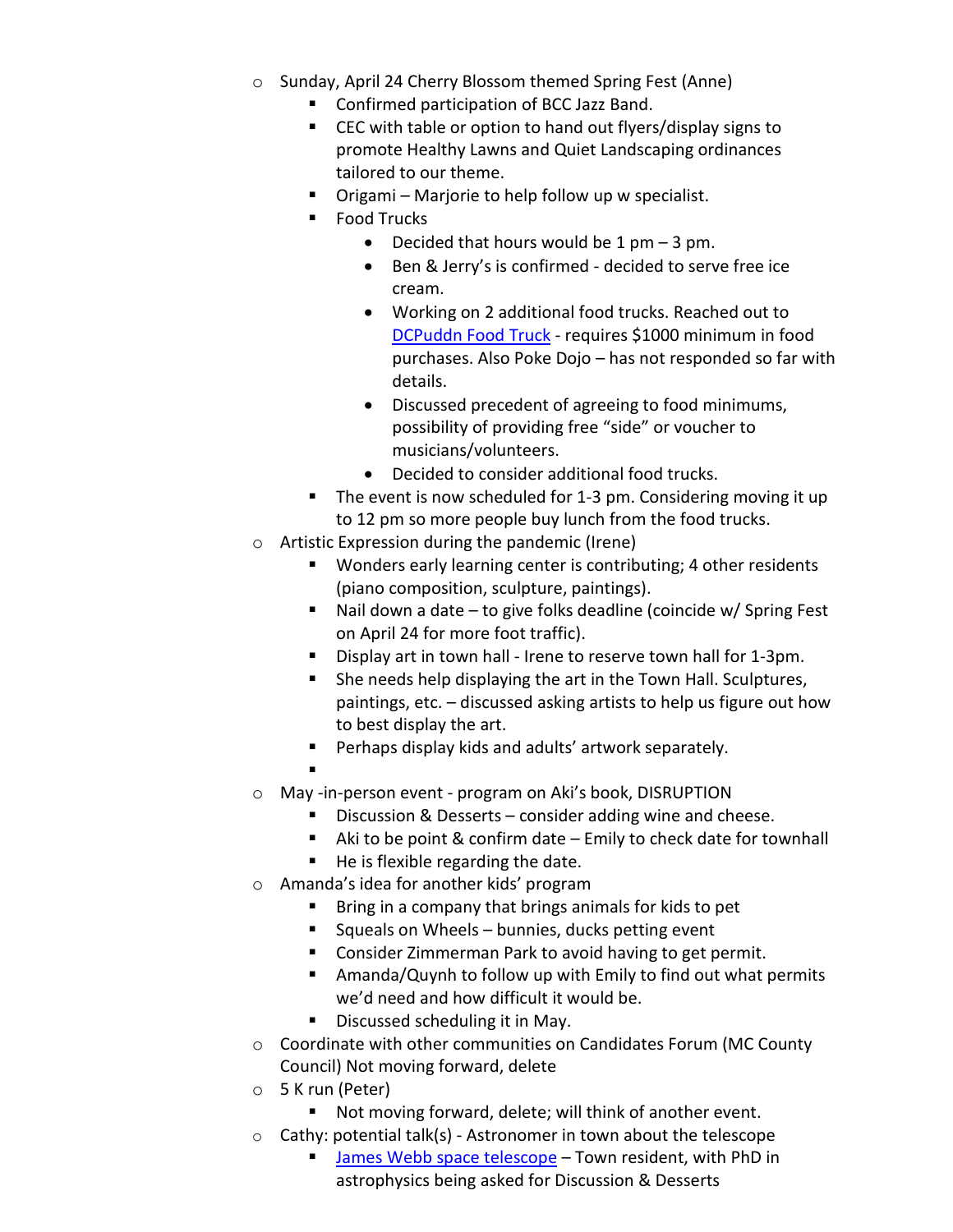- Sunday, April 24 Cherry Blossom themed Spring Fest (Anne)
  - Confirmed participation of BCC Jazz Band.
  - CEC with table or option to hand out flyers/display signs to promote Healthy Lawns and Quiet Landscaping ordinances tailored to our theme.
  - Origami – Marjorie to help follow up w specialist.
  - Food Trucks
    - Decided that hours would be 1 pm – 3 pm.
    - Ben & Jerry's is confirmed - decided to serve free ice cream.
    - Working on 2 additional food trucks. Reached out to [DCPuddn Food Truck]() - requires $1000 minimum in food purchases. Also Poke Dojo – has not responded so far with details.
    - Discussed precedent of agreeing to food minimums, possibility of providing free "side" or voucher to musicians/volunteers.
    - Decided to consider additional food trucks.
  - The event is now scheduled for 1-3 pm. Considering moving it up to 12 pm so more people buy lunch from the food trucks.
- Artistic Expression during the pandemic (Irene)
  - Wonders early learning center is contributing; 4 other residents (piano composition, sculpture, paintings).
  - Nail down a date – to give folks deadline (coincide w/ Spring Fest on April 24 for more foot traffic).
  - Display art in town hall - Irene to reserve town hall for 1-3pm.
  - She needs help displaying the art in the Town Hall. Sculptures, paintings, etc. – discussed asking artists to help us figure out how to best display the art.
  - Perhaps display kids and adults' artwork separately.
  -
- May -in-person event - program on Aki's book, DISRUPTION
  - Discussion & Desserts – consider adding wine and cheese.
  - Aki to be point & confirm date – Emily to check date for townhall
  - He is flexible regarding the date.
- Amanda's idea for another kids' program
  - Bring in a company that brings animals for kids to pet
  - Squeals on Wheels – bunnies, ducks petting event
  - Consider Zimmerman Park to avoid having to get permit.
  - Amanda/Quynh to follow up with Emily to find out what permits we'd need and how difficult it would be.
  - Discussed scheduling it in May.
- Coordinate with other communities on Candidates Forum (MC County Council) Not moving forward, delete
- 5 K run (Peter)
  - Not moving forward, delete; will think of another event.
- Cathy: potential talk(s) - Astronomer in town about the telescope
  - [James Webb space telescope]() – Town resident, with PhD in astrophysics being asked for Discussion & Desserts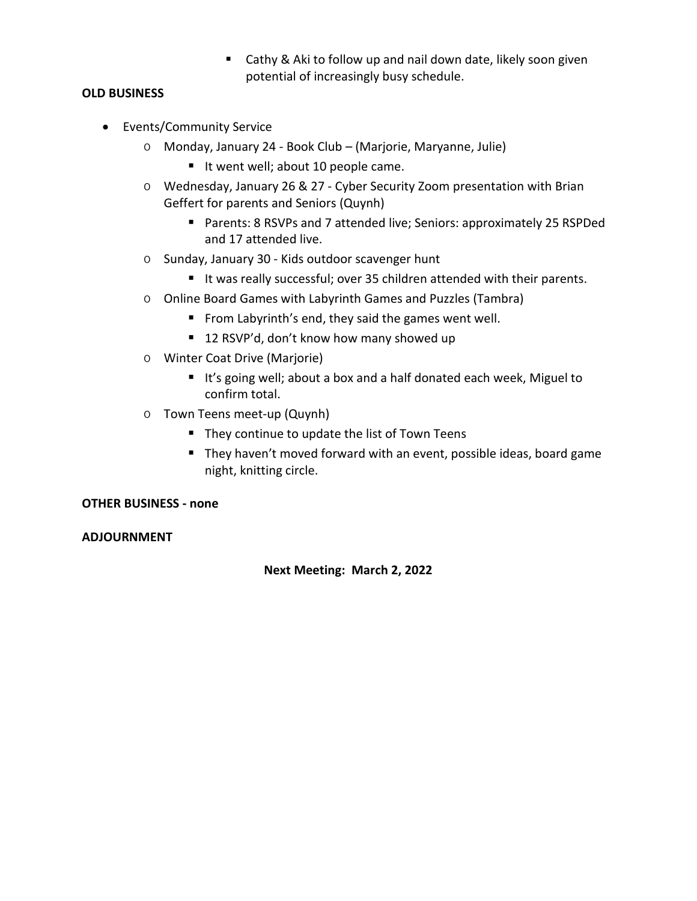- Cathy & Aki to follow up and nail down date, likely soon given potential of increasingly busy schedule.

**OLD BUSINESS**

- Events/Community Service
    - Monday, January 24 - Book Club – (Marjorie, Maryanne, Julie)
        - It went well; about 10 people came.
    - Wednesday, January 26 & 27 - Cyber Security Zoom presentation with Brian Geffert for parents and Seniors (Quynh)
        - Parents: 8 RSVPs and 7 attended live; Seniors: approximately 25 RSPDed and 17 attended live.
    - Sunday, January 30 - Kids outdoor scavenger hunt
        - It was really successful; over 35 children attended with their parents.
    - Online Board Games with Labyrinth Games and Puzzles (Tambra)
        - From Labyrinth's end, they said the games went well.
        - 12 RSVP'd, don't know how many showed up
    - Winter Coat Drive (Marjorie)
        - It's going well; about a box and a half donated each week, Miguel to confirm total.
    - Town Teens meet-up (Quynh)
        - They continue to update the list of Town Teens
        - They haven't moved forward with an event, possible ideas, board game night, knitting circle.

**OTHER BUSINESS - none**

**ADJOURNMENT**

**Next Meeting: March 2, 2022**